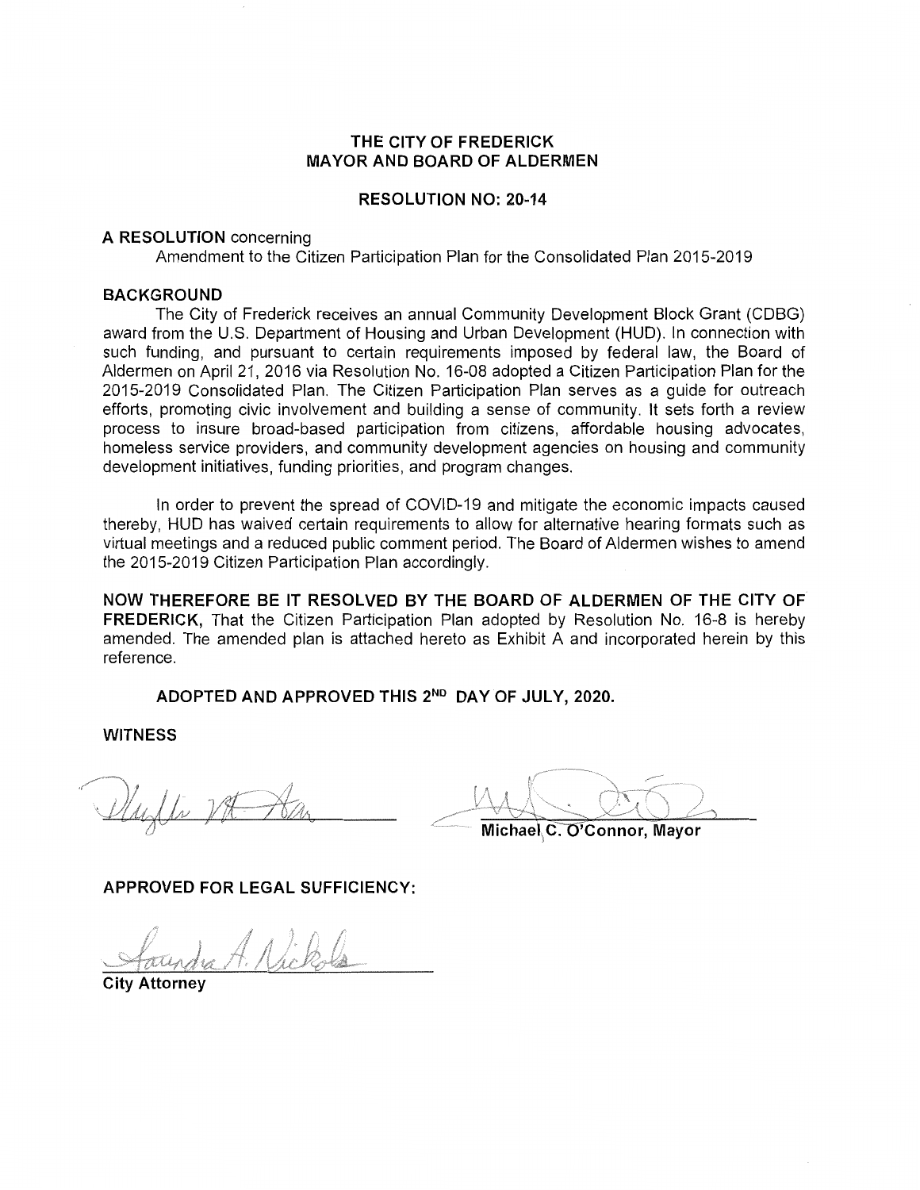# THE CITY OF FREDERICK
## MAYOR AND BOARD OF ALDERMEN

### RESOLUTION NO: 20-14

**A RESOLUTION** concerning
Amendment to the Citizen Participation Plan for the Consolidated Plan 2015-2019

**BACKGROUND**

The City of Frederick receives an annual Community Development Block Grant (CDBG) award from the U.S. Department of Housing and Urban Development (HUD). In connection with such funding, and pursuant to certain requirements imposed by federal law, the Board of Aldermen on April 21, 2016 via Resolution No. 16-08 adopted a Citizen Participation Plan for the 2015-2019 Consolidated Plan. The Citizen Participation Plan serves as a guide for outreach efforts, promoting civic involvement and building a sense of community. It sets forth a review process to insure broad-based participation from citizens, affordable housing advocates, homeless service providers, and community development agencies on housing and community development initiatives, funding priorities, and program changes.

In order to prevent the spread of COVID-19 and mitigate the economic impacts caused thereby, HUD has waived certain requirements to allow for alternative hearing formats such as virtual meetings and a reduced public comment period. The Board of Aldermen wishes to amend the 2015-2019 Citizen Participation Plan accordingly.

**NOW THEREFORE BE IT RESOLVED BY THE BOARD OF ALDERMEN OF THE CITY OF FREDERICK,** That the Citizen Participation Plan adopted by Resolution No. 16-8 is hereby amended. The amended plan is attached hereto as Exhibit A and incorporated herein by this reference.

**ADOPTED AND APPROVED THIS 2ND DAY OF JULY, 2020.**

**WITNESS**

**Michael C. O'Connor, Mayor**

**APPROVED FOR LEGAL SUFFICIENCY:**

**City Attorney**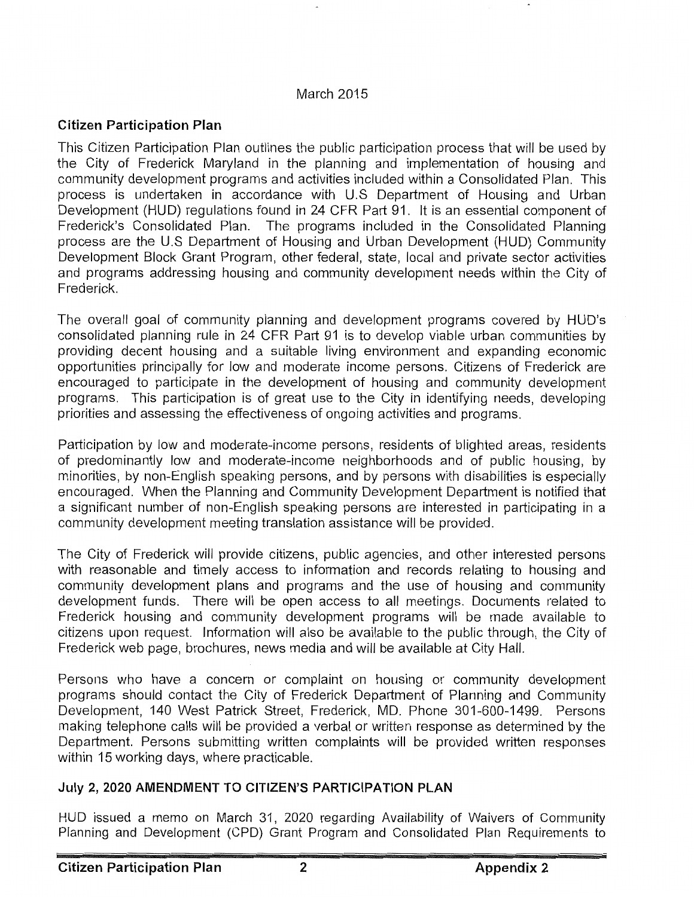March 2015

## Citizen Participation Plan

This Citizen Participation Plan outlines the public participation process that will be used by the City of Frederick Maryland in the planning and implementation of housing and community development programs and activities included within a Consolidated Plan. This process is undertaken in accordance with U.S Department of Housing and Urban Development (HUD) regulations found in 24 CFR Part 91. It is an essential component of Frederick's Consolidated Plan. The programs included in the Consolidated Planning process are the U.S Department of Housing and Urban Development (HUD) Community Development Block Grant Program, other federal, state, local and private sector activities and programs addressing housing and community development needs within the City of Frederick.

The overall goal of community planning and development programs covered by HUD's consolidated planning rule in 24 CFR Part 91 is to develop viable urban communities by providing decent housing and a suitable living environment and expanding economic opportunities principally for low and moderate income persons. Citizens of Frederick are encouraged to participate in the development of housing and community development programs. This participation is of great use to the City in identifying needs, developing priorities and assessing the effectiveness of ongoing activities and programs.

Participation by low and moderate-income persons, residents of blighted areas, residents of predominantly low and moderate-income neighborhoods and of public housing, by minorities, by non-English speaking persons, and by persons with disabilities is especially encouraged. When the Planning and Community Development Department is notified that a significant number of non-English speaking persons are interested in participating in a community development meeting translation assistance will be provided.

The City of Frederick will provide citizens, public agencies, and other interested persons with reasonable and timely access to information and records relating to housing and community development plans and programs and the use of housing and community development funds. There will be open access to all meetings. Documents related to Frederick housing and community development programs will be made available to citizens upon request. Information will also be available to the public through, the City of Frederick web page, brochures, news media and will be available at City Hall.

Persons who have a concern or complaint on housing or community development programs should contact the City of Frederick Department of Planning and Community Development, 140 West Patrick Street, Frederick, MD. Phone 301-600-1499. Persons making telephone calls will be provided a verbal or written response as determined by the Department. Persons submitting written complaints will be provided written responses within 15 working days, where practicable.

## July 2, 2020 AMENDMENT TO CITIZEN'S PARTICIPATION PLAN

HUD issued a memo on March 31, 2020 regarding Availability of Waivers of Community Planning and Development (CPD) Grant Program and Consolidated Plan Requirements to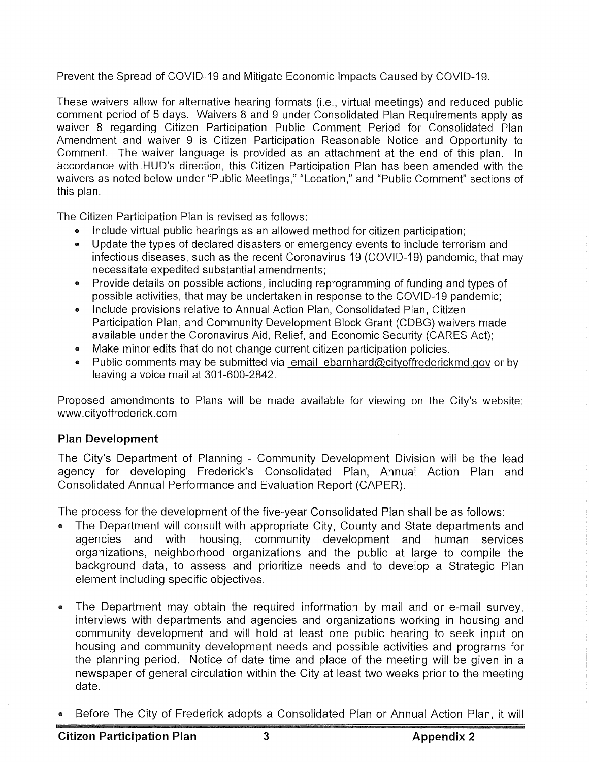Prevent the Spread of COVID-19 and Mitigate Economic Impacts Caused by COVID-19.

These waivers allow for alternative hearing formats (i.e., virtual meetings) and reduced public comment period of 5 days. Waivers 8 and 9 under Consolidated Plan Requirements apply as waiver 8 regarding Citizen Participation Public Comment Period for Consolidated Plan Amendment and waiver 9 is Citizen Participation Reasonable Notice and Opportunity to Comment. The waiver language is provided as an attachment at the end of this plan. In accordance with HUD's direction, this Citizen Participation Plan has been amended with the waivers as noted below under "Public Meetings," "Location," and "Public Comment" sections of this plan.

The Citizen Participation Plan is revised as follows:

- Include virtual public hearings as an allowed method for citizen participation;
- Update the types of declared disasters or emergency events to include terrorism and infectious diseases, such as the recent Coronavirus 19 (COVID-19) pandemic, that may necessitate expedited substantial amendments;
- Provide details on possible actions, including reprogramming of funding and types of possible activities, that may be undertaken in response to the COVID-19 pandemic;
- Include provisions relative to Annual Action Plan, Consolidated Plan, Citizen Participation Plan, and Community Development Block Grant (CDBG) waivers made available under the Coronavirus Aid, Relief, and Economic Security (CARES Act);
- Make minor edits that do not change current citizen participation policies.
- Public comments may be submitted via email ebarnhard@cityoffrederickmd.gov or by leaving a voice mail at 301-600-2842.

Proposed amendments to Plans will be made available for viewing on the City's website: www.cityoffrederick.com

### Plan Development

The City's Department of Planning - Community Development Division will be the lead agency for developing Frederick's Consolidated Plan, Annual Action Plan and Consolidated Annual Performance and Evaluation Report (CAPER).

The process for the development of the five-year Consolidated Plan shall be as follows:

- The Department will consult with appropriate City, County and State departments and agencies and with housing, community development and human services organizations, neighborhood organizations and the public at large to compile the background data, to assess and prioritize needs and to develop a Strategic Plan element including specific objectives.

- The Department may obtain the required information by mail and or e-mail survey, interviews with departments and agencies and organizations working in housing and community development and will hold at least one public hearing to seek input on housing and community development needs and possible activities and programs for the planning period. Notice of date time and place of the meeting will be given in a newspaper of general circulation within the City at least two weeks prior to the meeting date.

- Before The City of Frederick adopts a Consolidated Plan or Annual Action Plan, it will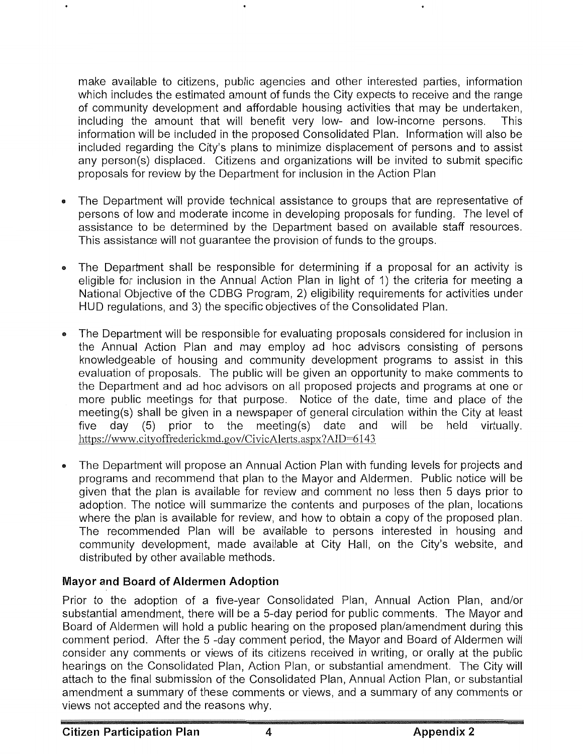make available to citizens, public agencies and other interested parties, information which includes the estimated amount of funds the City expects to receive and the range of community development and affordable housing activities that may be undertaken, including the amount that will benefit very low- and low-income persons. This information will be included in the proposed Consolidated Plan. Information will also be included regarding the City's plans to minimize displacement of persons and to assist any person(s) displaced. Citizens and organizations will be invited to submit specific proposals for review by the Department for inclusion in the Action Plan

- The Department will provide technical assistance to groups that are representative of persons of low and moderate income in developing proposals for funding. The level of assistance to be determined by the Department based on available staff resources. This assistance will not guarantee the provision of funds to the groups.

- The Department shall be responsible for determining if a proposal for an activity is eligible for inclusion in the Annual Action Plan in light of 1) the criteria for meeting a National Objective of the CDBG Program, 2) eligibility requirements for activities under HUD regulations, and 3) the specific objectives of the Consolidated Plan.

- The Department will be responsible for evaluating proposals considered for inclusion in the Annual Action Plan and may employ ad hoc advisors consisting of persons knowledgeable of housing and community development programs to assist in this evaluation of proposals. The public will be given an opportunity to make comments to the Department and ad hoc advisors on all proposed projects and programs at one or more public meetings for that purpose. Notice of the date, time and place of the meeting(s) shall be given in a newspaper of general circulation within the City at least five day (5) prior to the meeting(s) date and will be held virtually. https://www.cityoffrederickmd.gov/CivicAlerts.aspx?AID=6143

- The Department will propose an Annual Action Plan with funding levels for projects and programs and recommend that plan to the Mayor and Aldermen. Public notice will be given that the plan is available for review and comment no less then 5 days prior to adoption. The notice will summarize the contents and purposes of the plan, locations where the plan is available for review, and how to obtain a copy of the proposed plan. The recommended Plan will be available to persons interested in housing and community development, made available at City Hall, on the City's website, and distributed by other available methods.

### Mayor and Board of Aldermen Adoption

Prior to the adoption of a five-year Consolidated Plan, Annual Action Plan, and/or substantial amendment, there will be a 5-day period for public comments. The Mayor and Board of Aldermen will hold a public hearing on the proposed plan/amendment during this comment period. After the 5 -day comment period, the Mayor and Board of Aldermen will consider any comments or views of its citizens received in writing, or orally at the public hearings on the Consolidated Plan, Action Plan, or substantial amendment. The City will attach to the final submission of the Consolidated Plan, Annual Action Plan, or substantial amendment a summary of these comments or views, and a summary of any comments or views not accepted and the reasons why.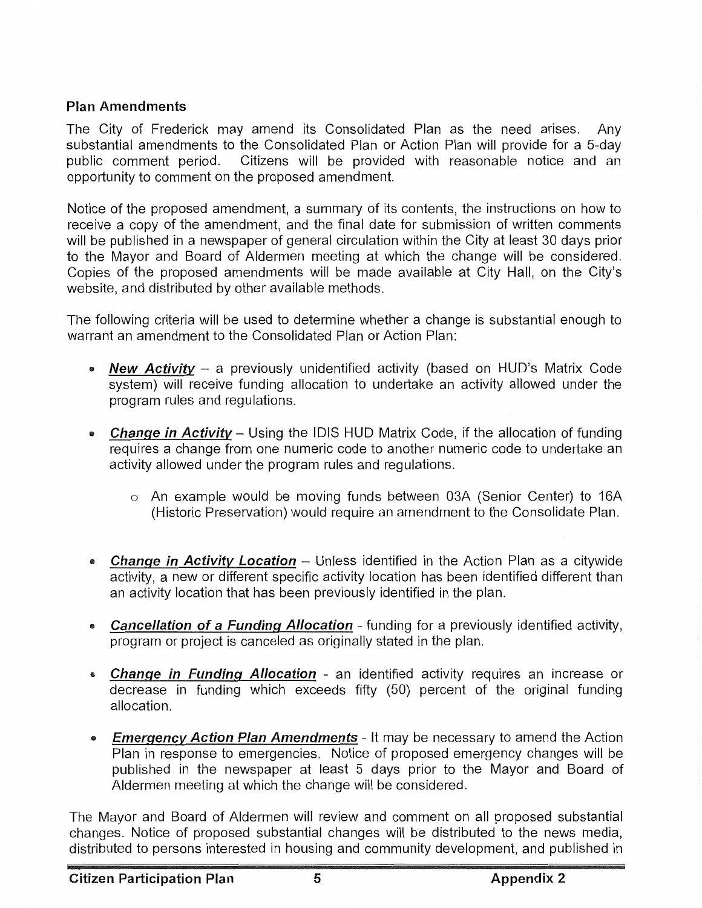### Plan Amendments

The City of Frederick may amend its Consolidated Plan as the need arises. Any substantial amendments to the Consolidated Plan or Action Plan will provide for a 5-day public comment period. Citizens will be provided with reasonable notice and an opportunity to comment on the proposed amendment.

Notice of the proposed amendment, a summary of its contents, the instructions on how to receive a copy of the amendment, and the final date for submission of written comments will be published in a newspaper of general circulation within the City at least 30 days prior to the Mayor and Board of Aldermen meeting at which the change will be considered. Copies of the proposed amendments will be made available at City Hall, on the City's website, and distributed by other available methods.

The following criteria will be used to determine whether a change is substantial enough to warrant an amendment to the Consolidated Plan or Action Plan:

- ***New Activity*** – a previously unidentified activity (based on HUD's Matrix Code system) will receive funding allocation to undertake an activity allowed under the program rules and regulations.
- ***Change in Activity*** – Using the IDIS HUD Matrix Code, if the allocation of funding requires a change from one numeric code to another numeric code to undertake an activity allowed under the program rules and regulations.
  - An example would be moving funds between 03A (Senior Center) to 16A (Historic Preservation) would require an amendment to the Consolidate Plan.
- ***Change in Activity Location*** – Unless identified in the Action Plan as a citywide activity, a new or different specific activity location has been identified different than an activity location that has been previously identified in the plan.
- ***Cancellation of a Funding Allocation*** - funding for a previously identified activity, program or project is canceled as originally stated in the plan.
- ***Change in Funding Allocation*** - an identified activity requires an increase or decrease in funding which exceeds fifty (50) percent of the original funding allocation.
- ***Emergency Action Plan Amendments*** - It may be necessary to amend the Action Plan in response to emergencies. Notice of proposed emergency changes will be published in the newspaper at least 5 days prior to the Mayor and Board of Aldermen meeting at which the change will be considered.

The Mayor and Board of Aldermen will review and comment on all proposed substantial changes. Notice of proposed substantial changes will be distributed to the news media, distributed to persons interested in housing and community development, and published in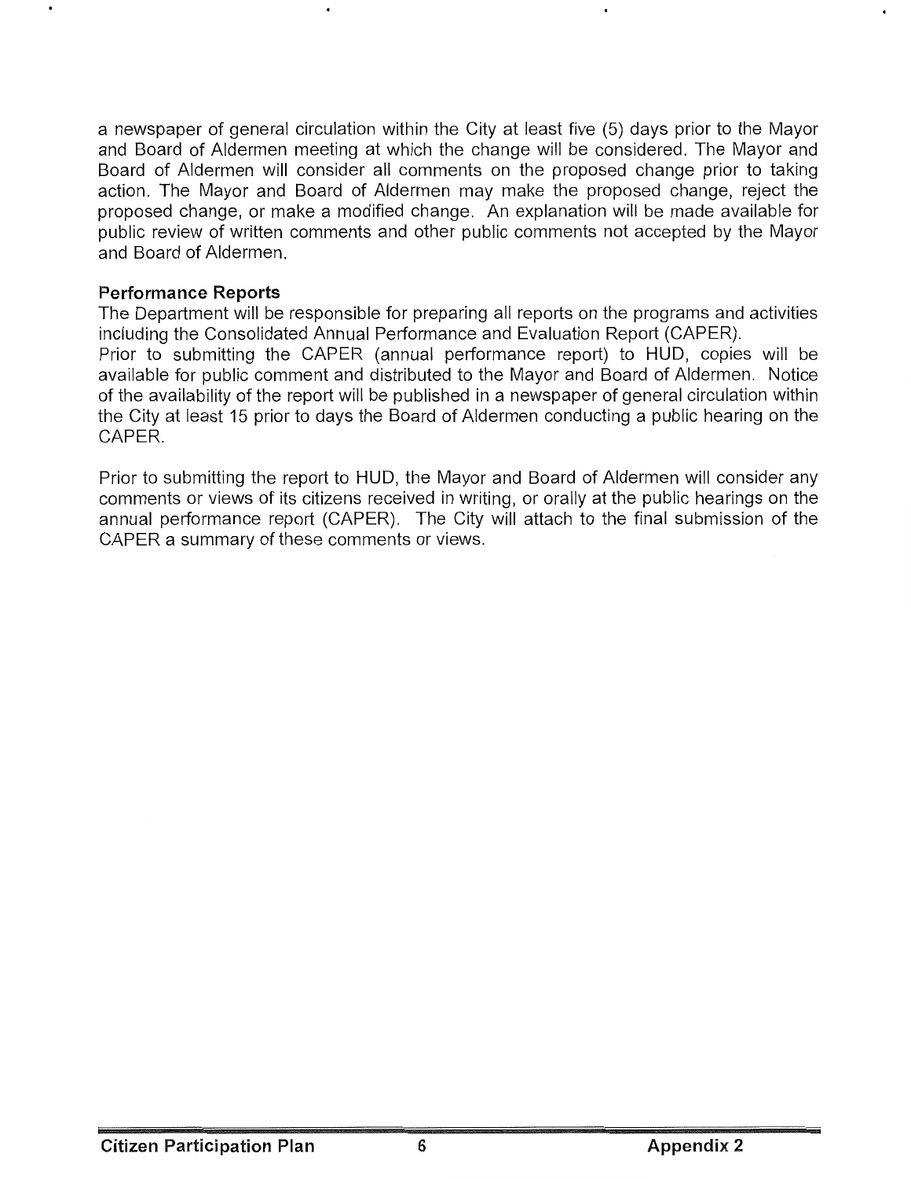a newspaper of general circulation within the City at least five (5) days prior to the Mayor and Board of Aldermen meeting at which the change will be considered. The Mayor and Board of Aldermen will consider all comments on the proposed change prior to taking action. The Mayor and Board of Aldermen may make the proposed change, reject the proposed change, or make a modified change. An explanation will be made available for public review of written comments and other public comments not accepted by the Mayor and Board of Aldermen.

**Performance Reports**

The Department will be responsible for preparing all reports on the programs and activities including the Consolidated Annual Performance and Evaluation Report (CAPER).
Prior to submitting the CAPER (annual performance report) to HUD, copies will be available for public comment and distributed to the Mayor and Board of Aldermen. Notice of the availability of the report will be published in a newspaper of general circulation within the City at least 15 prior to days the Board of Aldermen conducting a public hearing on the CAPER.

Prior to submitting the report to HUD, the Mayor and Board of Aldermen will consider any comments or views of its citizens received in writing, or orally at the public hearings on the annual performance report (CAPER). The City will attach to the final submission of the CAPER a summary of these comments or views.